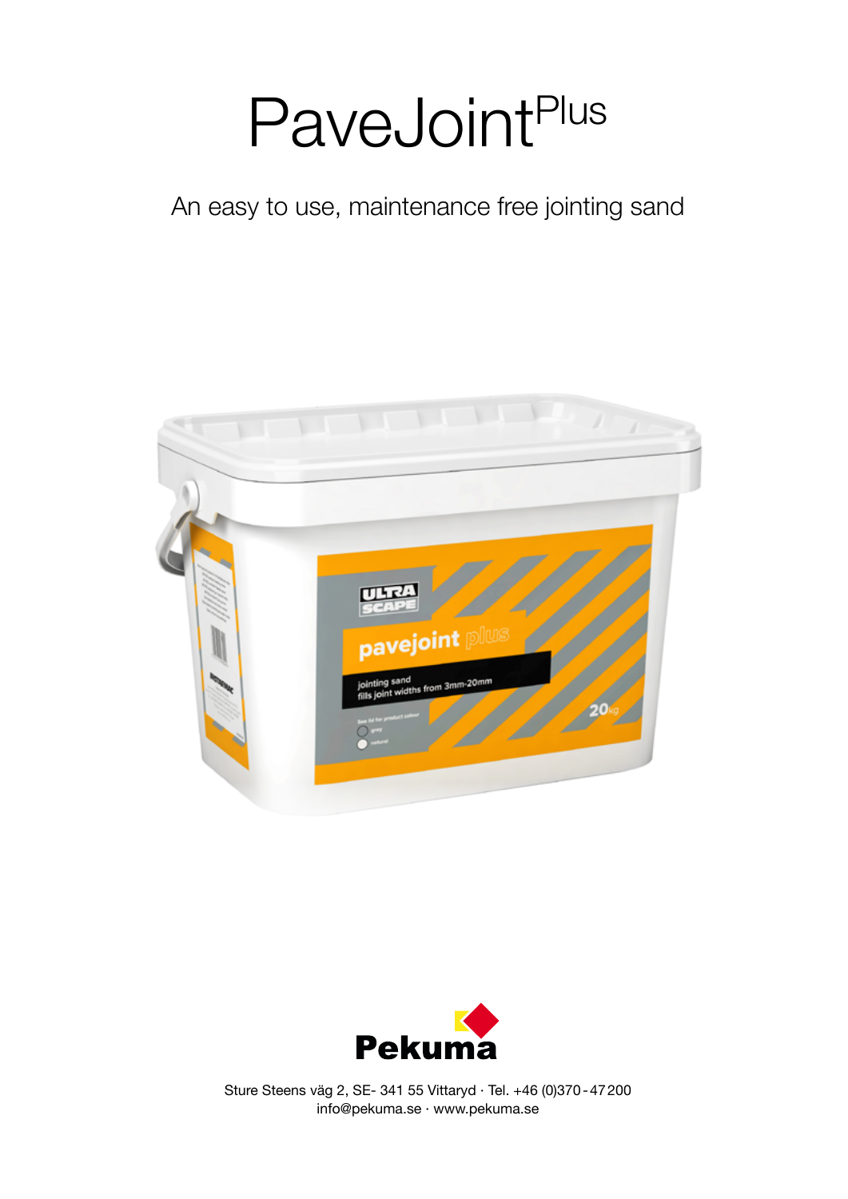# PaveJoint$^{Plus}$

An easy to use, maintenance free jointing sand

Pekuma

Sture Steens väg 2, SE- 341 55 Vittaryd · Tel. +46 (0)370 - 47 200
info@pekuma.se · www.pekuma.se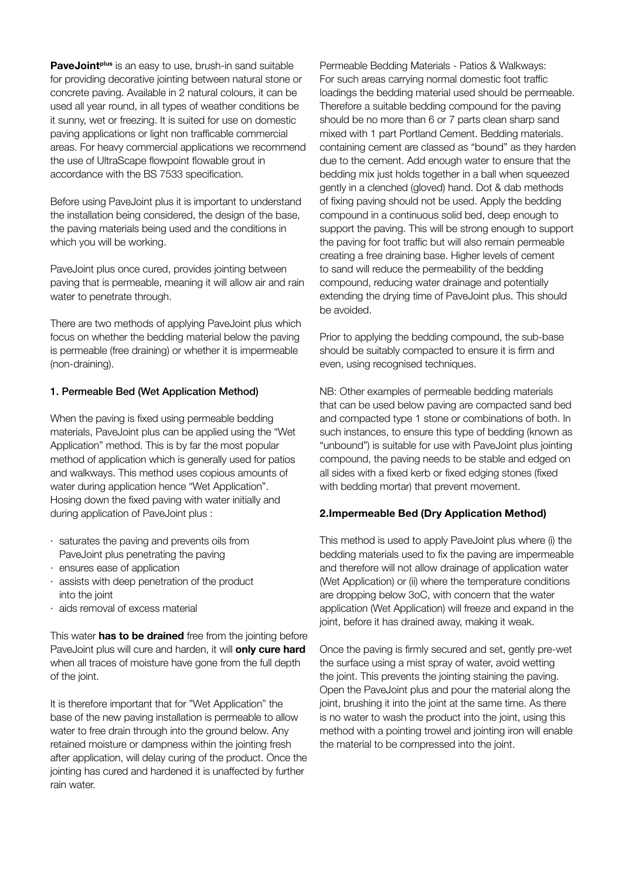**PaveJoint**plus is an easy to use, brush-in sand suitable for providing decorative jointing between natural stone or concrete paving. Available in 2 natural colours, it can be used all year round, in all types of weather conditions be it sunny, wet or freezing. It is suited for use on domestic paving applications or light non trafficable commercial areas. For heavy commercial applications we recommend the use of UltraScape flowpoint flowable grout in accordance with the BS 7533 specification.

Before using PaveJoint plus it is important to understand the installation being considered, the design of the base, the paving materials being used and the conditions in which you will be working.

PaveJoint plus once cured, provides jointing between paving that is permeable, meaning it will allow air and rain water to penetrate through.

There are two methods of applying PaveJoint plus which focus on whether the bedding material below the paving is permeable (free draining) or whether it is impermeable (non-draining).

#### 1. Permeable Bed (Wet Application Method)

When the paving is fixed using permeable bedding materials, PaveJoint plus can be applied using the "Wet Application" method. This is by far the most popular method of application which is generally used for patios and walkways. This method uses copious amounts of water during application hence "Wet Application". Hosing down the fixed paving with water initially and during application of PaveJoint plus :

- saturates the paving and prevents oils from PaveJoint plus penetrating the paving
- ensures ease of application
- assists with deep penetration of the product into the joint
- aids removal of excess material

This water **has to be drained** free from the jointing before PaveJoint plus will cure and harden, it will **only cure hard** when all traces of moisture have gone from the full depth of the joint.

It is therefore important that for "Wet Application" the base of the new paving installation is permeable to allow water to free drain through into the ground below. Any retained moisture or dampness within the jointing fresh after application, will delay curing of the product. Once the jointing has cured and hardened it is unaffected by further rain water.

Permeable Bedding Materials - Patios & Walkways: For such areas carrying normal domestic foot traffic loadings the bedding material used should be permeable. Therefore a suitable bedding compound for the paving should be no more than 6 or 7 parts clean sharp sand mixed with 1 part Portland Cement. Bedding materials. containing cement are classed as "bound" as they harden due to the cement. Add enough water to ensure that the bedding mix just holds together in a ball when squeezed gently in a clenched (gloved) hand. Dot & dab methods of fixing paving should not be used. Apply the bedding compound in a continuous solid bed, deep enough to support the paving. This will be strong enough to support the paving for foot traffic but will also remain permeable creating a free draining base. Higher levels of cement to sand will reduce the permeability of the bedding compound, reducing water drainage and potentially extending the drying time of PaveJoint plus. This should be avoided.

Prior to applying the bedding compound, the sub-base should be suitably compacted to ensure it is firm and even, using recognised techniques.

NB: Other examples of permeable bedding materials that can be used below paving are compacted sand bed and compacted type 1 stone or combinations of both. In such instances, to ensure this type of bedding (known as "unbound") is suitable for use with PaveJoint plus jointing compound, the paving needs to be stable and edged on all sides with a fixed kerb or fixed edging stones (fixed with bedding mortar) that prevent movement.

#### 2.Impermeable Bed (Dry Application Method)

This method is used to apply PaveJoint plus where (i) the bedding materials used to fix the paving are impermeable and therefore will not allow drainage of application water (Wet Application) or (ii) where the temperature conditions are dropping below 3oC, with concern that the water application (Wet Application) will freeze and expand in the joint, before it has drained away, making it weak.

Once the paving is firmly secured and set, gently pre-wet the surface using a mist spray of water, avoid wetting the joint. This prevents the jointing staining the paving. Open the PaveJoint plus and pour the material along the joint, brushing it into the joint at the same time. As there is no water to wash the product into the joint, using this method with a pointing trowel and jointing iron will enable the material to be compressed into the joint.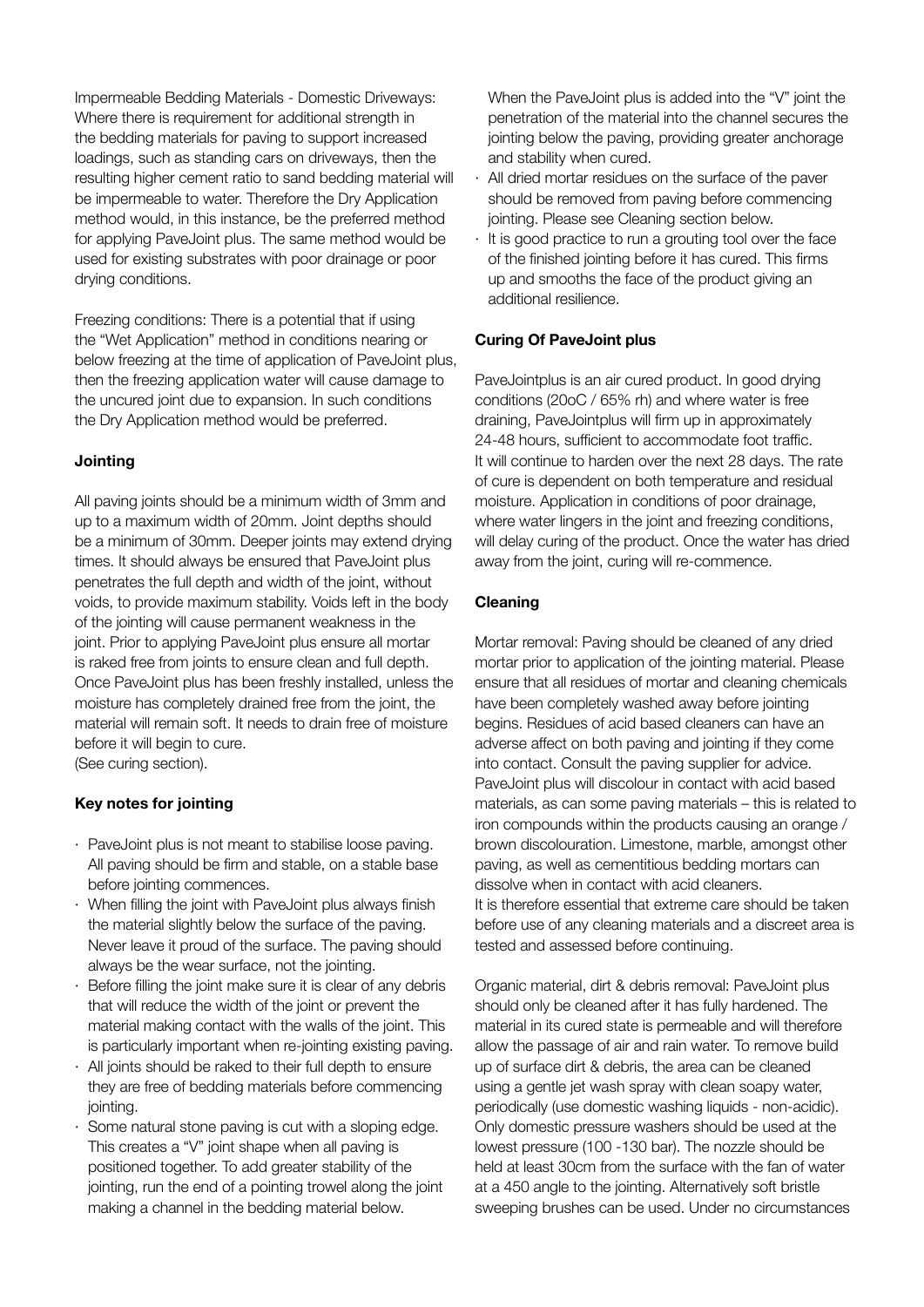Impermeable Bedding Materials - Domestic Driveways: Where there is requirement for additional strength in the bedding materials for paving to support increased loadings, such as standing cars on driveways, then the resulting higher cement ratio to sand bedding material will be impermeable to water. Therefore the Dry Application method would, in this instance, be the preferred method for applying PaveJoint plus. The same method would be used for existing substrates with poor drainage or poor drying conditions.

Freezing conditions: There is a potential that if using the "Wet Application" method in conditions nearing or below freezing at the time of application of PaveJoint plus, then the freezing application water will cause damage to the uncured joint due to expansion. In such conditions the Dry Application method would be preferred.

**Jointing**

All paving joints should be a minimum width of 3mm and up to a maximum width of 20mm. Joint depths should be a minimum of 30mm. Deeper joints may extend drying times. It should always be ensured that PaveJoint plus penetrates the full depth and width of the joint, without voids, to provide maximum stability. Voids left in the body of the jointing will cause permanent weakness in the joint. Prior to applying PaveJoint plus ensure all mortar is raked free from joints to ensure clean and full depth. Once PaveJoint plus has been freshly installed, unless the moisture has completely drained free from the joint, the material will remain soft. It needs to drain free of moisture before it will begin to cure.
(See curing section).

**Key notes for jointing**

- PaveJoint plus is not meant to stabilise loose paving. All paving should be firm and stable, on a stable base before jointing commences.
- When filling the joint with PaveJoint plus always finish the material slightly below the surface of the paving. Never leave it proud of the surface. The paving should always be the wear surface, not the jointing.
- Before filling the joint make sure it is clear of any debris that will reduce the width of the joint or prevent the material making contact with the walls of the joint. This is particularly important when re-jointing existing paving.
- All joints should be raked to their full depth to ensure they are free of bedding materials before commencing jointing.
- Some natural stone paving is cut with a sloping edge. This creates a "V" joint shape when all paving is positioned together. To add greater stability of the jointing, run the end of a pointing trowel along the joint making a channel in the bedding material below. When the PaveJoint plus is added into the "V" joint the penetration of the material into the channel secures the jointing below the paving, providing greater anchorage and stability when cured.
- All dried mortar residues on the surface of the paver should be removed from paving before commencing jointing. Please see Cleaning section below.
- It is good practice to run a grouting tool over the face of the finished jointing before it has cured. This firms up and smooths the face of the product giving an additional resilience.

**Curing Of PaveJoint plus**

PaveJointplus is an air cured product. In good drying conditions (20oC / 65% rh) and where water is free draining, PaveJointplus will firm up in approximately 24-48 hours, sufficient to accommodate foot traffic. It will continue to harden over the next 28 days. The rate of cure is dependent on both temperature and residual moisture. Application in conditions of poor drainage, where water lingers in the joint and freezing conditions, will delay curing of the product. Once the water has dried away from the joint, curing will re-commence.

**Cleaning**

Mortar removal: Paving should be cleaned of any dried mortar prior to application of the jointing material. Please ensure that all residues of mortar and cleaning chemicals have been completely washed away before jointing begins. Residues of acid based cleaners can have an adverse affect on both paving and jointing if they come into contact. Consult the paving supplier for advice. PaveJoint plus will discolour in contact with acid based materials, as can some paving materials – this is related to iron compounds within the products causing an orange / brown discolouration. Limestone, marble, amongst other paving, as well as cementitious bedding mortars can dissolve when in contact with acid cleaners.
It is therefore essential that extreme care should be taken before use of any cleaning materials and a discreet area is tested and assessed before continuing.

Organic material, dirt & debris removal: PaveJoint plus should only be cleaned after it has fully hardened. The material in its cured state is permeable and will therefore allow the passage of air and rain water. To remove build up of surface dirt & debris, the area can be cleaned using a gentle jet wash spray with clean soapy water, periodically (use domestic washing liquids - non-acidic). Only domestic pressure washers should be used at the lowest pressure (100 -130 bar). The nozzle should be held at least 30cm from the surface with the fan of water at a 450 angle to the jointing. Alternatively soft bristle sweeping brushes can be used. Under no circumstances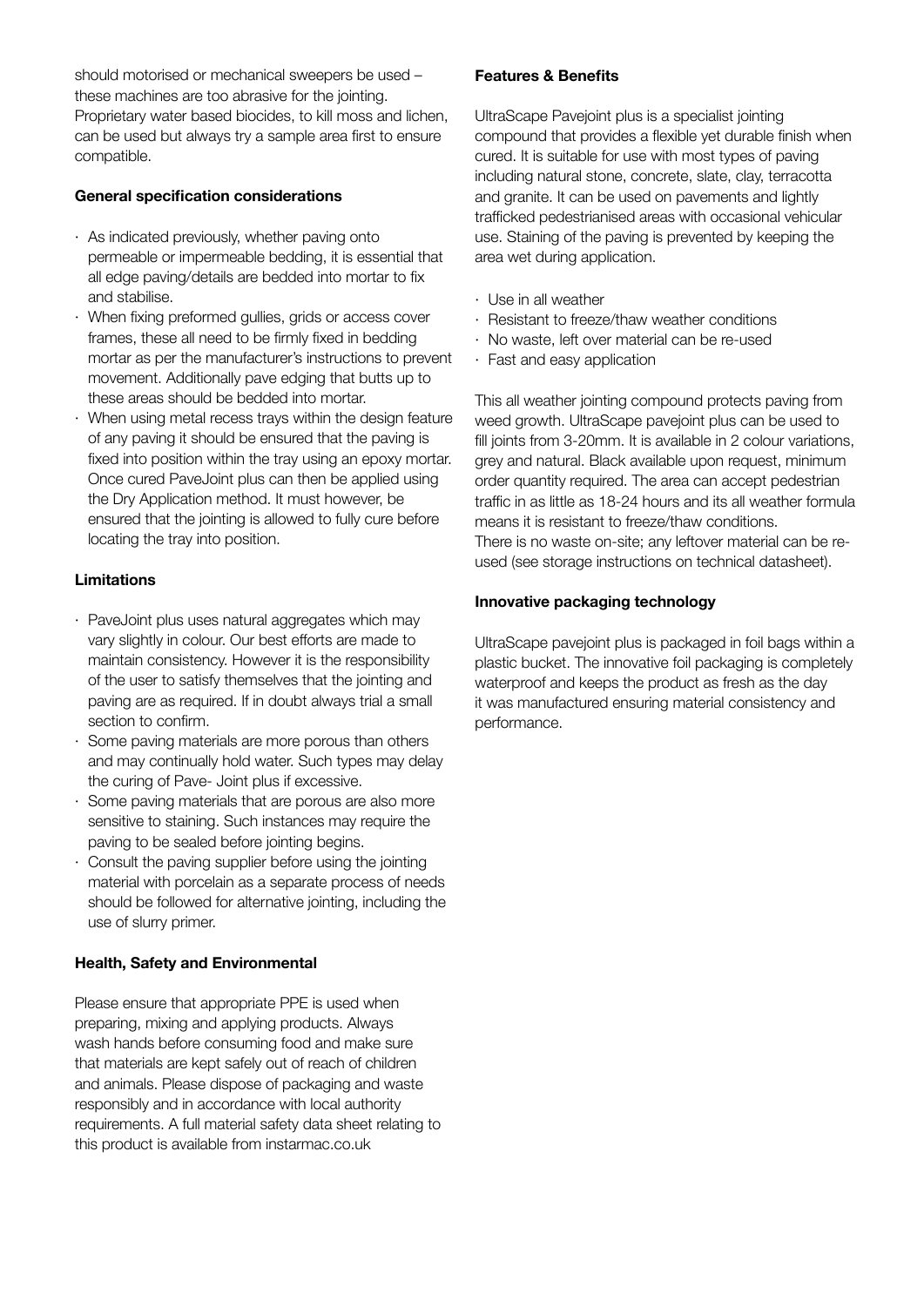should motorised or mechanical sweepers be used – these machines are too abrasive for the jointing. Proprietary water based biocides, to kill moss and lichen, can be used but always try a sample area first to ensure compatible.

**General specification considerations**

- As indicated previously, whether paving onto permeable or impermeable bedding, it is essential that all edge paving/details are bedded into mortar to fix and stabilise.
- When fixing preformed gullies, grids or access cover frames, these all need to be firmly fixed in bedding mortar as per the manufacturer's instructions to prevent movement. Additionally pave edging that butts up to these areas should be bedded into mortar.
- When using metal recess trays within the design feature of any paving it should be ensured that the paving is fixed into position within the tray using an epoxy mortar. Once cured PaveJoint plus can then be applied using the Dry Application method. It must however, be ensured that the jointing is allowed to fully cure before locating the tray into position.

**Limitations**

- PaveJoint plus uses natural aggregates which may vary slightly in colour. Our best efforts are made to maintain consistency. However it is the responsibility of the user to satisfy themselves that the jointing and paving are as required. If in doubt always trial a small section to confirm.
- Some paving materials are more porous than others and may continually hold water. Such types may delay the curing of Pave- Joint plus if excessive.
- Some paving materials that are porous are also more sensitive to staining. Such instances may require the paving to be sealed before jointing begins.
- Consult the paving supplier before using the jointing material with porcelain as a separate process of needs should be followed for alternative jointing, including the use of slurry primer.

**Health, Safety and Environmental**

Please ensure that appropriate PPE is used when preparing, mixing and applying products. Always wash hands before consuming food and make sure that materials are kept safely out of reach of children and animals. Please dispose of packaging and waste responsibly and in accordance with local authority requirements. A full material safety data sheet relating to this product is available from instarmac.co.uk

**Features & Benefits**

UltraScape Pavejoint plus is a specialist jointing compound that provides a flexible yet durable finish when cured. It is suitable for use with most types of paving including natural stone, concrete, slate, clay, terracotta and granite. It can be used on pavements and lightly trafficked pedestrianised areas with occasional vehicular use. Staining of the paving is prevented by keeping the area wet during application.

- Use in all weather
- Resistant to freeze/thaw weather conditions
- No waste, left over material can be re-used
- Fast and easy application

This all weather jointing compound protects paving from weed growth. UltraScape pavejoint plus can be used to fill joints from 3-20mm. It is available in 2 colour variations, grey and natural. Black available upon request, minimum order quantity required. The area can accept pedestrian traffic in as little as 18-24 hours and its all weather formula means it is resistant to freeze/thaw conditions.
There is no waste on-site; any leftover material can be re-used (see storage instructions on technical datasheet).

**Innovative packaging technology**

UltraScape pavejoint plus is packaged in foil bags within a plastic bucket. The innovative foil packaging is completely waterproof and keeps the product as fresh as the day it was manufactured ensuring material consistency and performance.